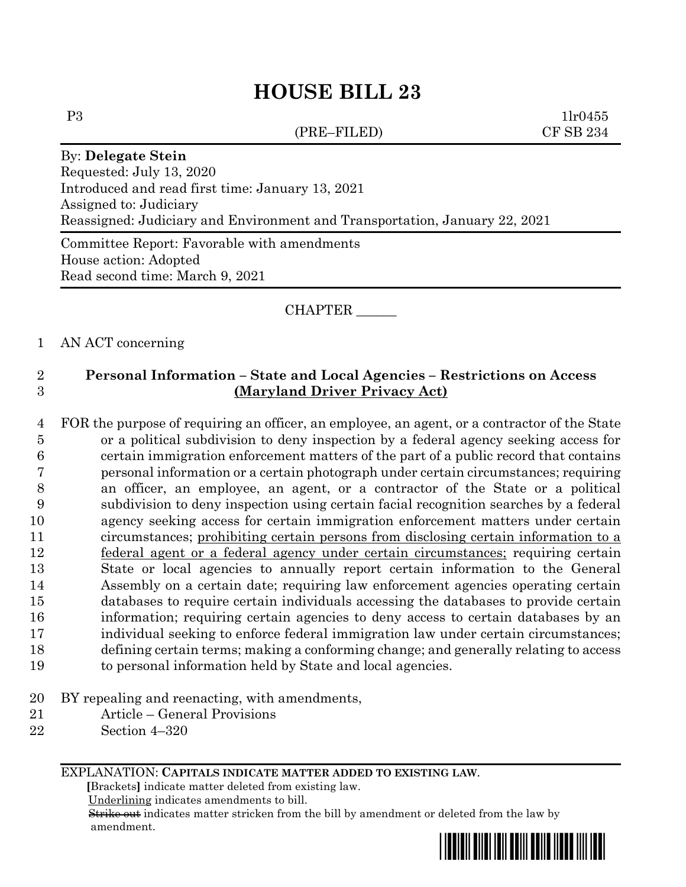# HOUSE BILL 23

P3 (PRE–FILED) 1lr0455
CF SB 234

By: **Delegate Stein**
Requested: July 13, 2020
Introduced and read first time: January 13, 2021
Assigned to: Judiciary
Reassigned: Judiciary and Environment and Transportation, January 22, 2021

Committee Report: Favorable with amendments
House action: Adopted
Read second time: March 9, 2021

CHAPTER ______

AN ACT concerning

**Personal Information – State and Local Agencies – Restrictions on Access**
**(Maryland Driver Privacy Act)**

FOR the purpose of requiring an officer, an employee, an agent, or a contractor of the State or a political subdivision to deny inspection by a federal agency seeking access for certain immigration enforcement matters of the part of a public record that contains personal information or a certain photograph under certain circumstances; requiring an officer, an employee, an agent, or a contractor of the State or a political subdivision to deny inspection using certain facial recognition searches by a federal agency seeking access for certain immigration enforcement matters under certain circumstances; prohibiting certain persons from disclosing certain information to a federal agent or a federal agency under certain circumstances; requiring certain State or local agencies to annually report certain information to the General Assembly on a certain date; requiring law enforcement agencies operating certain databases to require certain individuals accessing the databases to provide certain information; requiring certain agencies to deny access to certain databases by an individual seeking to enforce federal immigration law under certain circumstances; defining certain terms; making a conforming change; and generally relating to access to personal information held by State and local agencies.

BY repealing and reenacting, with amendments,
Article – General Provisions
Section 4–320

EXPLANATION: **CAPITALS INDICATE MATTER ADDED TO EXISTING LAW.**
**[**Brackets**]** indicate matter deleted from existing law.
Underlining indicates amendments to bill.
~~Strike out~~ indicates matter stricken from the bill by amendment or deleted from the law by amendment.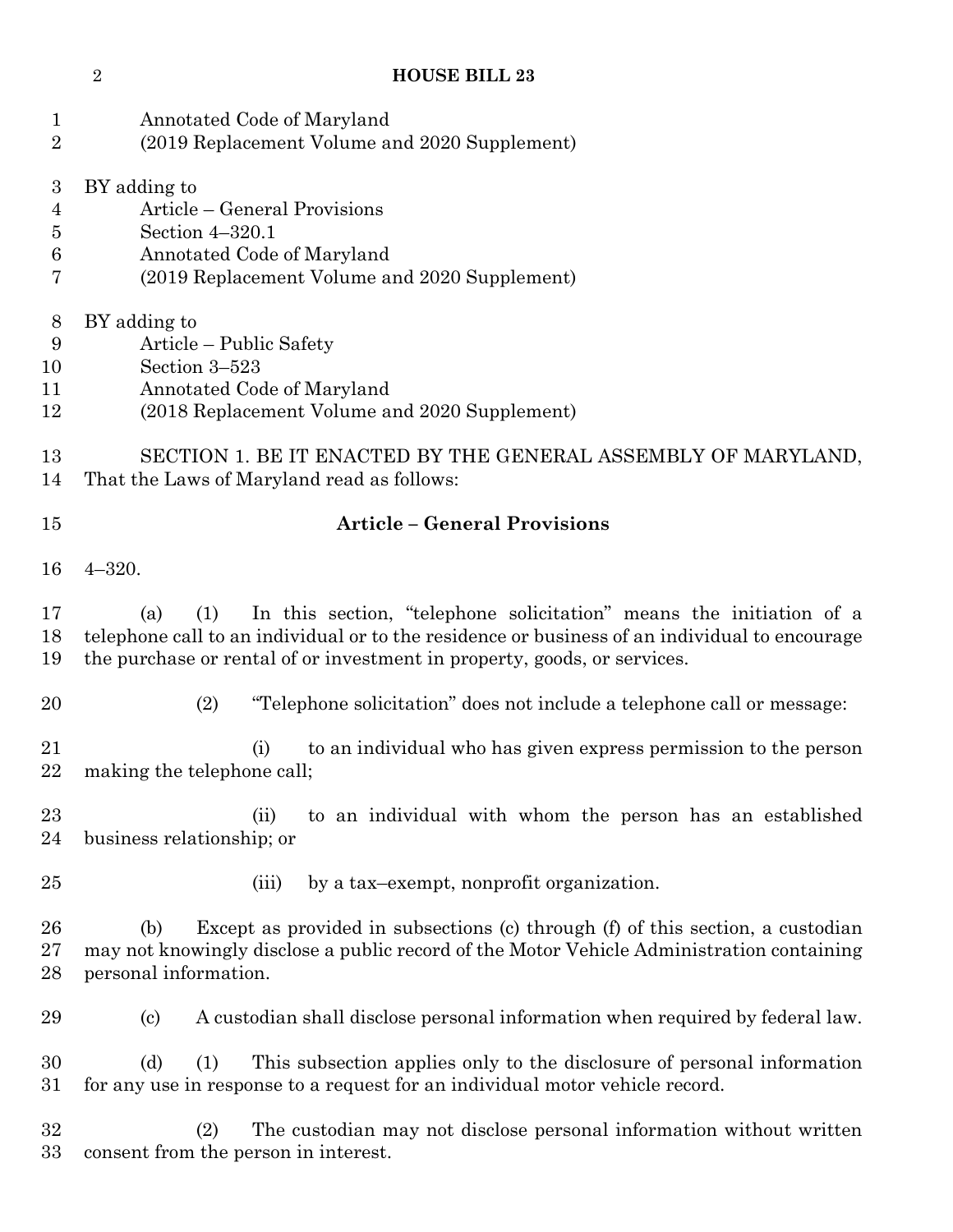Annotated Code of Maryland
(2019 Replacement Volume and 2020 Supplement)

BY adding to
Article – General Provisions
Section 4–320.1
Annotated Code of Maryland
(2019 Replacement Volume and 2020 Supplement)

BY adding to
Article – Public Safety
Section 3–523
Annotated Code of Maryland
(2018 Replacement Volume and 2020 Supplement)

SECTION 1. BE IT ENACTED BY THE GENERAL ASSEMBLY OF MARYLAND, That the Laws of Maryland read as follows:

## Article – General Provisions

4–320.

(a) (1) In this section, "telephone solicitation" means the initiation of a telephone call to an individual or to the residence or business of an individual to encourage the purchase or rental of or investment in property, goods, or services.

(2) "Telephone solicitation" does not include a telephone call or message:

(i) to an individual who has given express permission to the person making the telephone call;

(ii) to an individual with whom the person has an established business relationship; or

(iii) by a tax–exempt, nonprofit organization.

(b) Except as provided in subsections (c) through (f) of this section, a custodian may not knowingly disclose a public record of the Motor Vehicle Administration containing personal information.

(c) A custodian shall disclose personal information when required by federal law.

(d) (1) This subsection applies only to the disclosure of personal information for any use in response to a request for an individual motor vehicle record.

(2) The custodian may not disclose personal information without written consent from the person in interest.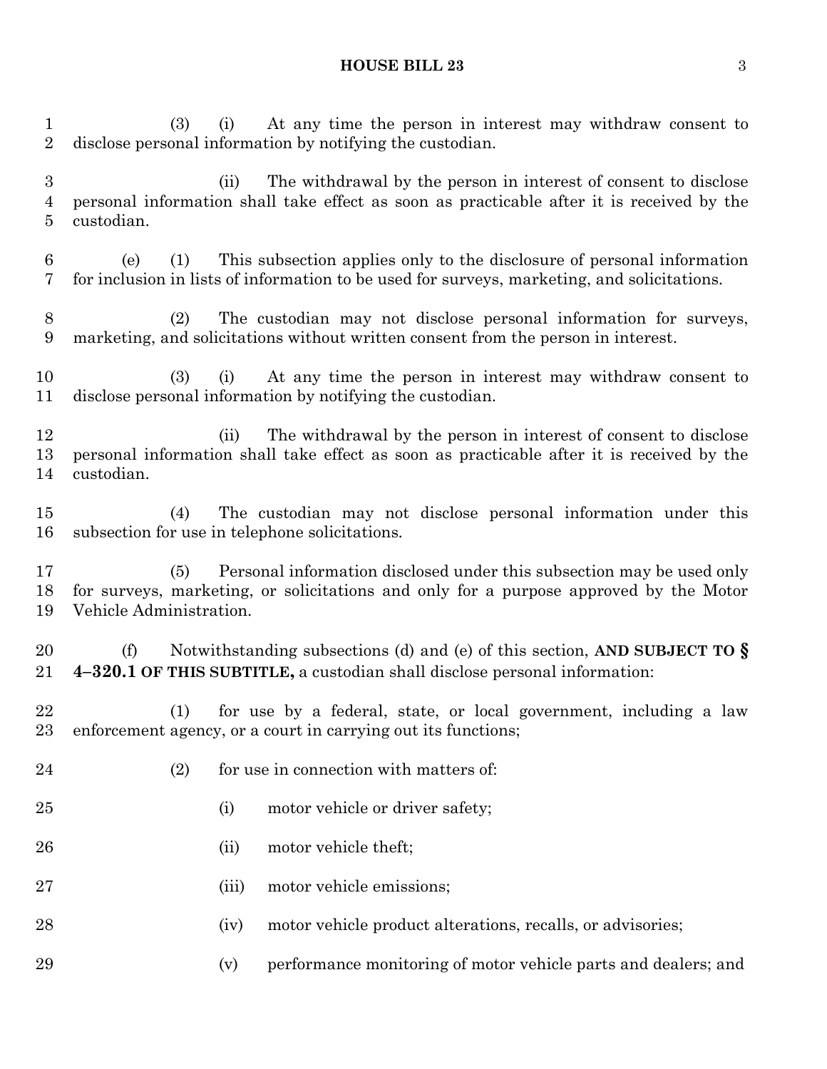(3) (i) At any time the person in interest may withdraw consent to disclose personal information by notifying the custodian.

(ii) The withdrawal by the person in interest of consent to disclose personal information shall take effect as soon as practicable after it is received by the custodian.

(e) (1) This subsection applies only to the disclosure of personal information for inclusion in lists of information to be used for surveys, marketing, and solicitations.

(2) The custodian may not disclose personal information for surveys, marketing, and solicitations without written consent from the person in interest.

(3) (i) At any time the person in interest may withdraw consent to disclose personal information by notifying the custodian.

(ii) The withdrawal by the person in interest of consent to disclose personal information shall take effect as soon as practicable after it is received by the custodian.

(4) The custodian may not disclose personal information under this subsection for use in telephone solicitations.

(5) Personal information disclosed under this subsection may be used only for surveys, marketing, or solicitations and only for a purpose approved by the Motor Vehicle Administration.

(f) Notwithstanding subsections (d) and (e) of this section, **AND SUBJECT TO § 4–320.1 OF THIS SUBTITLE,** a custodian shall disclose personal information:

(1) for use by a federal, state, or local government, including a law enforcement agency, or a court in carrying out its functions;

(2) for use in connection with matters of:

(i) motor vehicle or driver safety;

(ii) motor vehicle theft;

(iii) motor vehicle emissions;

(iv) motor vehicle product alterations, recalls, or advisories;

(v) performance monitoring of motor vehicle parts and dealers; and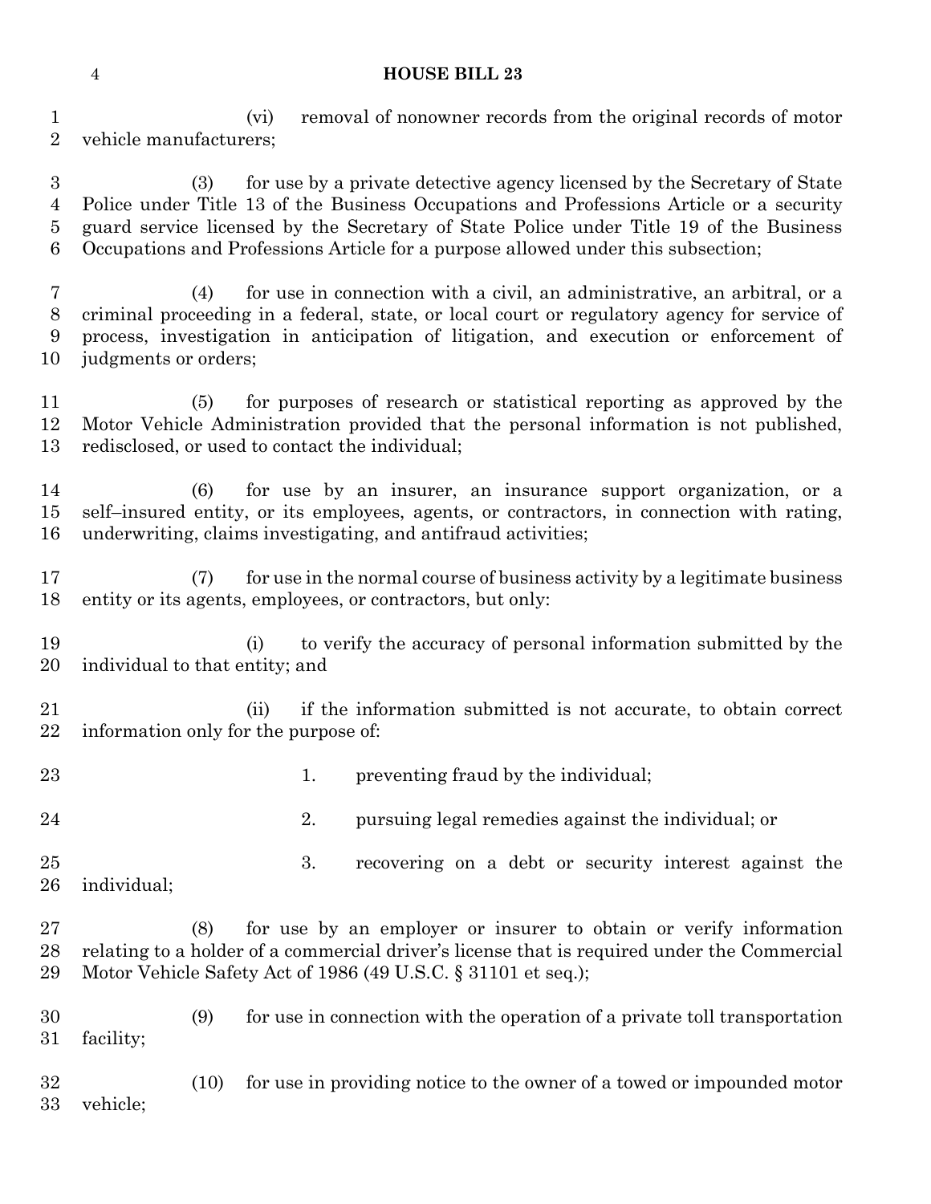(vi) removal of nonowner records from the original records of motor vehicle manufacturers;

(3) for use by a private detective agency licensed by the Secretary of State Police under Title 13 of the Business Occupations and Professions Article or a security guard service licensed by the Secretary of State Police under Title 19 of the Business Occupations and Professions Article for a purpose allowed under this subsection;

(4) for use in connection with a civil, an administrative, an arbitral, or a criminal proceeding in a federal, state, or local court or regulatory agency for service of process, investigation in anticipation of litigation, and execution or enforcement of judgments or orders;

(5) for purposes of research or statistical reporting as approved by the Motor Vehicle Administration provided that the personal information is not published, redisclosed, or used to contact the individual;

(6) for use by an insurer, an insurance support organization, or a self–insured entity, or its employees, agents, or contractors, in connection with rating, underwriting, claims investigating, and antifraud activities;

(7) for use in the normal course of business activity by a legitimate business entity or its agents, employees, or contractors, but only:

(i) to verify the accuracy of personal information submitted by the individual to that entity; and

(ii) if the information submitted is not accurate, to obtain correct information only for the purpose of:

1. preventing fraud by the individual;

2. pursuing legal remedies against the individual; or

3. recovering on a debt or security interest against the individual;

(8) for use by an employer or insurer to obtain or verify information relating to a holder of a commercial driver's license that is required under the Commercial Motor Vehicle Safety Act of 1986 (49 U.S.C. § 31101 et seq.);

(9) for use in connection with the operation of a private toll transportation facility;

(10) for use in providing notice to the owner of a towed or impounded motor vehicle;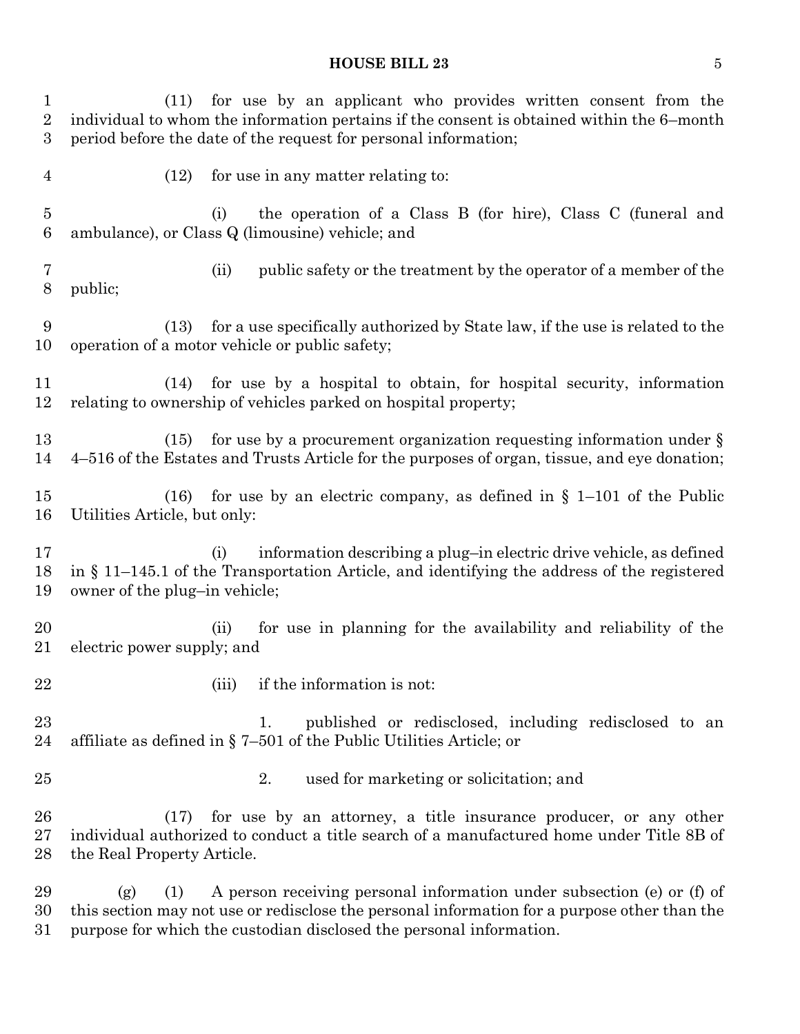(11) for use by an applicant who provides written consent from the individual to whom the information pertains if the consent is obtained within the 6–month period before the date of the request for personal information;

(12) for use in any matter relating to:

(i) the operation of a Class B (for hire), Class C (funeral and ambulance), or Class Q (limousine) vehicle; and

(ii) public safety or the treatment by the operator of a member of the public;

(13) for a use specifically authorized by State law, if the use is related to the operation of a motor vehicle or public safety;

(14) for use by a hospital to obtain, for hospital security, information relating to ownership of vehicles parked on hospital property;

(15) for use by a procurement organization requesting information under § 4–516 of the Estates and Trusts Article for the purposes of organ, tissue, and eye donation;

(16) for use by an electric company, as defined in § 1–101 of the Public Utilities Article, but only:

(i) information describing a plug–in electric drive vehicle, as defined in § 11–145.1 of the Transportation Article, and identifying the address of the registered owner of the plug–in vehicle;

(ii) for use in planning for the availability and reliability of the electric power supply; and

(iii) if the information is not:

1. published or redisclosed, including redisclosed to an affiliate as defined in § 7–501 of the Public Utilities Article; or

2. used for marketing or solicitation; and

(17) for use by an attorney, a title insurance producer, or any other individual authorized to conduct a title search of a manufactured home under Title 8B of the Real Property Article.

(g) (1) A person receiving personal information under subsection (e) or (f) of this section may not use or redisclose the personal information for a purpose other than the purpose for which the custodian disclosed the personal information.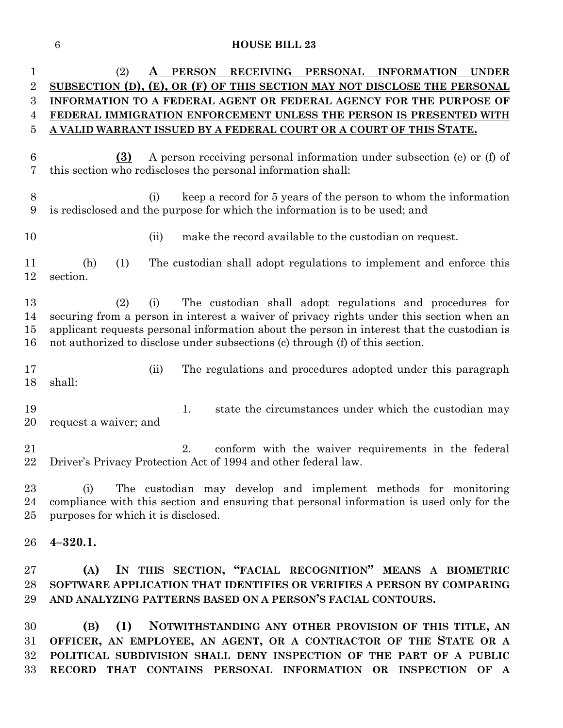(2) **A PERSON RECEIVING PERSONAL INFORMATION UNDER SUBSECTION (D), (E), OR (F) OF THIS SECTION MAY NOT DISCLOSE THE PERSONAL INFORMATION TO A FEDERAL AGENT OR FEDERAL AGENCY FOR THE PURPOSE OF FEDERAL IMMIGRATION ENFORCEMENT UNLESS THE PERSON IS PRESENTED WITH A VALID WARRANT ISSUED BY A FEDERAL COURT OR A COURT OF THIS STATE.**

**(3)** A person receiving personal information under subsection (e) or (f) of this section who rediscloses the personal information shall:

(i) keep a record for 5 years of the person to whom the information is redisclosed and the purpose for which the information is to be used; and

(ii) make the record available to the custodian on request.

(h) (1) The custodian shall adopt regulations to implement and enforce this section.

(2) (i) The custodian shall adopt regulations and procedures for securing from a person in interest a waiver of privacy rights under this section when an applicant requests personal information about the person in interest that the custodian is not authorized to disclose under subsections (c) through (f) of this section.

(ii) The regulations and procedures adopted under this paragraph shall:

1. state the circumstances under which the custodian may request a waiver; and

2. conform with the waiver requirements in the federal Driver's Privacy Protection Act of 1994 and other federal law.

(i) The custodian may develop and implement methods for monitoring compliance with this section and ensuring that personal information is used only for the purposes for which it is disclosed.

**4–320.1.**

**(A) IN THIS SECTION, "FACIAL RECOGNITION" MEANS A BIOMETRIC SOFTWARE APPLICATION THAT IDENTIFIES OR VERIFIES A PERSON BY COMPARING AND ANALYZING PATTERNS BASED ON A PERSON'S FACIAL CONTOURS.**

**(B) (1) NOTWITHSTANDING ANY OTHER PROVISION OF THIS TITLE, AN OFFICER, AN EMPLOYEE, AN AGENT, OR A CONTRACTOR OF THE STATE OR A POLITICAL SUBDIVISION SHALL DENY INSPECTION OF THE PART OF A PUBLIC RECORD THAT CONTAINS PERSONAL INFORMATION OR INSPECTION OF A**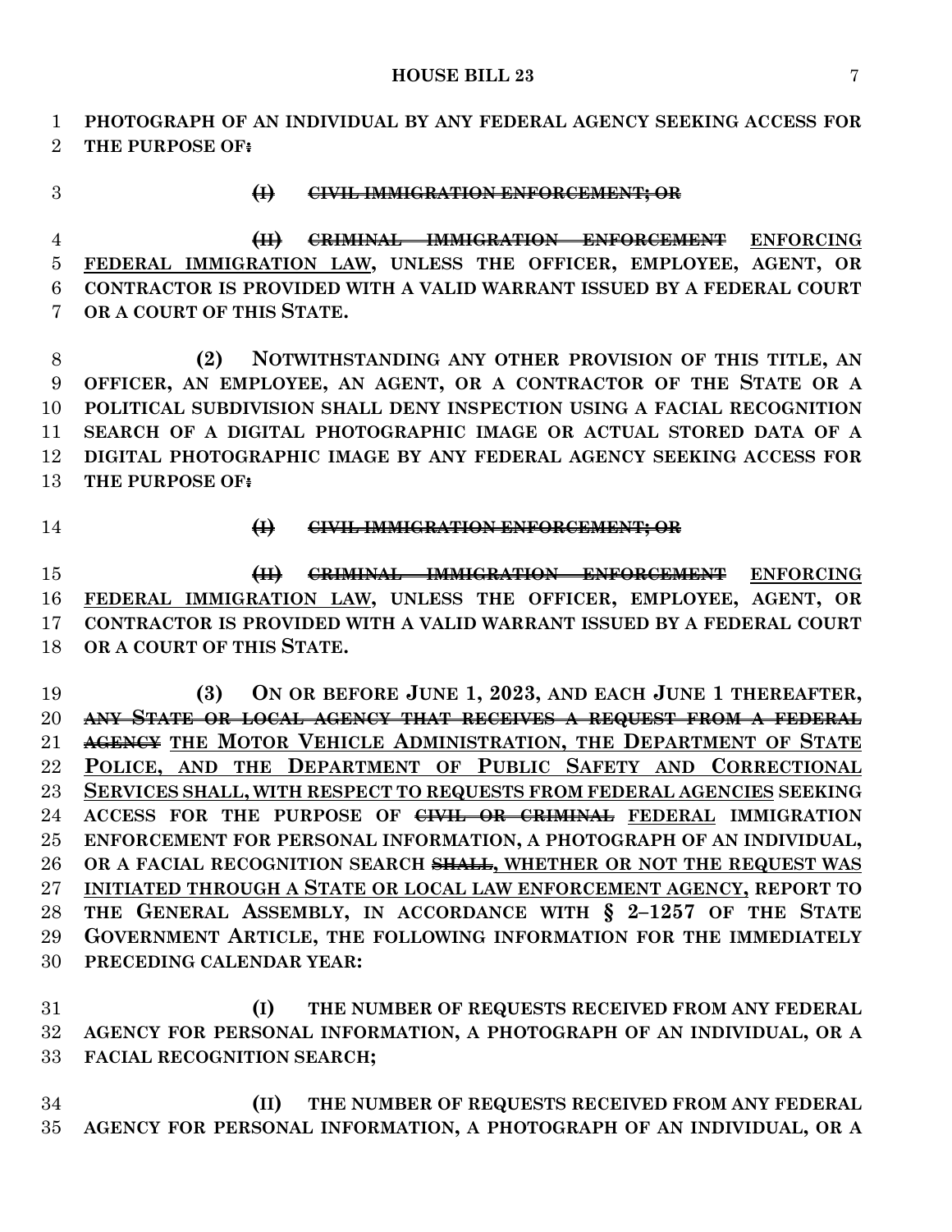PHOTOGRAPH OF AN INDIVIDUAL BY ANY FEDERAL AGENCY SEEKING ACCESS FOR THE PURPOSE OF~~:~~

~~(I) CIVIL IMMIGRATION ENFORCEMENT; OR~~

~~(II) CRIMINAL IMMIGRATION ENFORCEMENT~~ ENFORCING FEDERAL IMMIGRATION LAW, UNLESS THE OFFICER, EMPLOYEE, AGENT, OR CONTRACTOR IS PROVIDED WITH A VALID WARRANT ISSUED BY A FEDERAL COURT OR A COURT OF THIS STATE.

(2) NOTWITHSTANDING ANY OTHER PROVISION OF THIS TITLE, AN OFFICER, AN EMPLOYEE, AN AGENT, OR A CONTRACTOR OF THE STATE OR A POLITICAL SUBDIVISION SHALL DENY INSPECTION USING A FACIAL RECOGNITION SEARCH OF A DIGITAL PHOTOGRAPHIC IMAGE OR ACTUAL STORED DATA OF A DIGITAL PHOTOGRAPHIC IMAGE BY ANY FEDERAL AGENCY SEEKING ACCESS FOR THE PURPOSE OF~~:~~

~~(I) CIVIL IMMIGRATION ENFORCEMENT; OR~~

~~(II) CRIMINAL IMMIGRATION ENFORCEMENT~~ ENFORCING FEDERAL IMMIGRATION LAW, UNLESS THE OFFICER, EMPLOYEE, AGENT, OR CONTRACTOR IS PROVIDED WITH A VALID WARRANT ISSUED BY A FEDERAL COURT OR A COURT OF THIS STATE.

(3) ON OR BEFORE JUNE 1, 2023, AND EACH JUNE 1 THEREAFTER, ~~ANY STATE OR LOCAL AGENCY THAT RECEIVES A REQUEST FROM A FEDERAL AGENCY~~ THE MOTOR VEHICLE ADMINISTRATION, THE DEPARTMENT OF STATE POLICE, AND THE DEPARTMENT OF PUBLIC SAFETY AND CORRECTIONAL SERVICES SHALL, WITH RESPECT TO REQUESTS FROM FEDERAL AGENCIES SEEKING ACCESS FOR THE PURPOSE OF ~~CIVIL OR CRIMINAL~~ FEDERAL IMMIGRATION ENFORCEMENT FOR PERSONAL INFORMATION, A PHOTOGRAPH OF AN INDIVIDUAL, OR A FACIAL RECOGNITION SEARCH ~~SHALL~~, WHETHER OR NOT THE REQUEST WAS INITIATED THROUGH A STATE OR LOCAL LAW ENFORCEMENT AGENCY, REPORT TO THE GENERAL ASSEMBLY, IN ACCORDANCE WITH § 2–1257 OF THE STATE GOVERNMENT ARTICLE, THE FOLLOWING INFORMATION FOR THE IMMEDIATELY PRECEDING CALENDAR YEAR:

(I) THE NUMBER OF REQUESTS RECEIVED FROM ANY FEDERAL AGENCY FOR PERSONAL INFORMATION, A PHOTOGRAPH OF AN INDIVIDUAL, OR A FACIAL RECOGNITION SEARCH;

(II) THE NUMBER OF REQUESTS RECEIVED FROM ANY FEDERAL AGENCY FOR PERSONAL INFORMATION, A PHOTOGRAPH OF AN INDIVIDUAL, OR A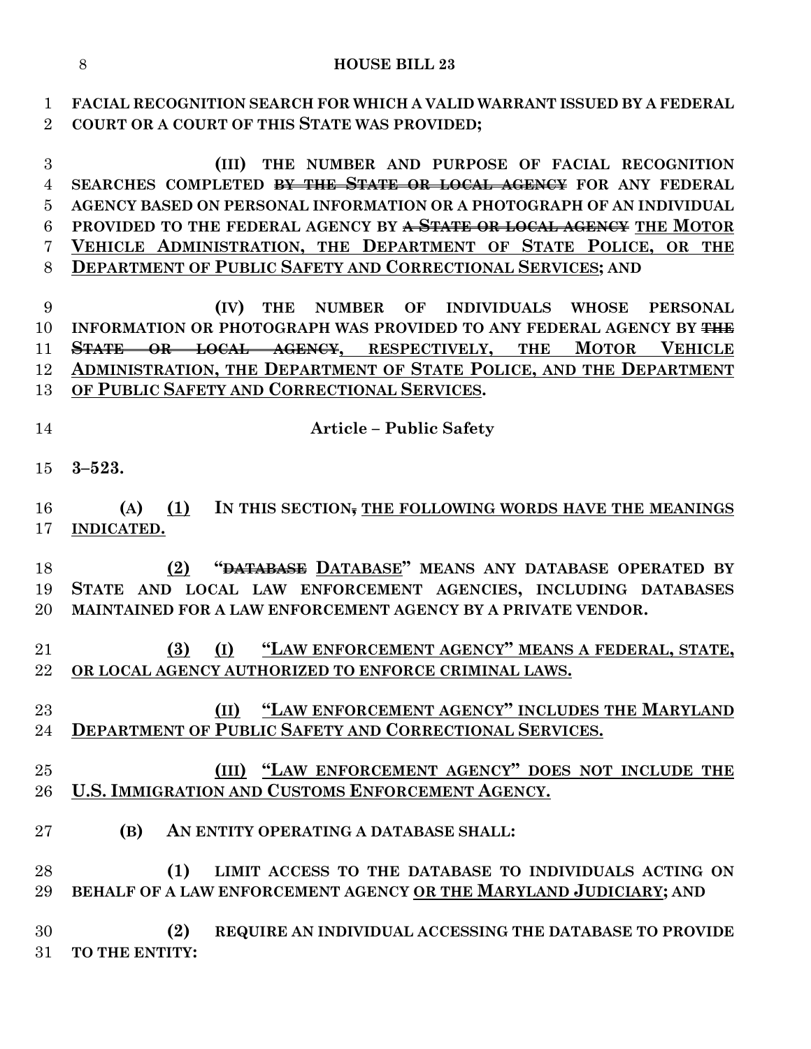FACIAL RECOGNITION SEARCH FOR WHICH A VALID WARRANT ISSUED BY A FEDERAL COURT OR A COURT OF THIS STATE WAS PROVIDED;

(III) THE NUMBER AND PURPOSE OF FACIAL RECOGNITION SEARCHES COMPLETED ~~BY THE STATE OR LOCAL AGENCY~~ FOR ANY FEDERAL AGENCY BASED ON PERSONAL INFORMATION OR A PHOTOGRAPH OF AN INDIVIDUAL PROVIDED TO THE FEDERAL AGENCY BY ~~A STATE OR LOCAL AGENCY~~ THE MOTOR VEHICLE ADMINISTRATION, THE DEPARTMENT OF STATE POLICE, OR THE DEPARTMENT OF PUBLIC SAFETY AND CORRECTIONAL SERVICES; AND

(IV) THE NUMBER OF INDIVIDUALS WHOSE PERSONAL INFORMATION OR PHOTOGRAPH WAS PROVIDED TO ANY FEDERAL AGENCY BY ~~THE STATE OR LOCAL AGENCY~~, RESPECTIVELY, THE MOTOR VEHICLE ADMINISTRATION, THE DEPARTMENT OF STATE POLICE, AND THE DEPARTMENT OF PUBLIC SAFETY AND CORRECTIONAL SERVICES.

**Article – Public Safety**

**3–523.**

(A) (1) IN THIS SECTION~~,~~ THE FOLLOWING WORDS HAVE THE MEANINGS INDICATED.

(2) "~~DATABASE~~ DATABASE" MEANS ANY DATABASE OPERATED BY STATE AND LOCAL LAW ENFORCEMENT AGENCIES, INCLUDING DATABASES MAINTAINED FOR A LAW ENFORCEMENT AGENCY BY A PRIVATE VENDOR.

(3) (I) "LAW ENFORCEMENT AGENCY" MEANS A FEDERAL, STATE, OR LOCAL AGENCY AUTHORIZED TO ENFORCE CRIMINAL LAWS.

(II) "LAW ENFORCEMENT AGENCY" INCLUDES THE MARYLAND DEPARTMENT OF PUBLIC SAFETY AND CORRECTIONAL SERVICES.

(III) "LAW ENFORCEMENT AGENCY" DOES NOT INCLUDE THE U.S. IMMIGRATION AND CUSTOMS ENFORCEMENT AGENCY.

(B) AN ENTITY OPERATING A DATABASE SHALL:

(1) LIMIT ACCESS TO THE DATABASE TO INDIVIDUALS ACTING ON BEHALF OF A LAW ENFORCEMENT AGENCY OR THE MARYLAND JUDICIARY; AND

(2) REQUIRE AN INDIVIDUAL ACCESSING THE DATABASE TO PROVIDE TO THE ENTITY: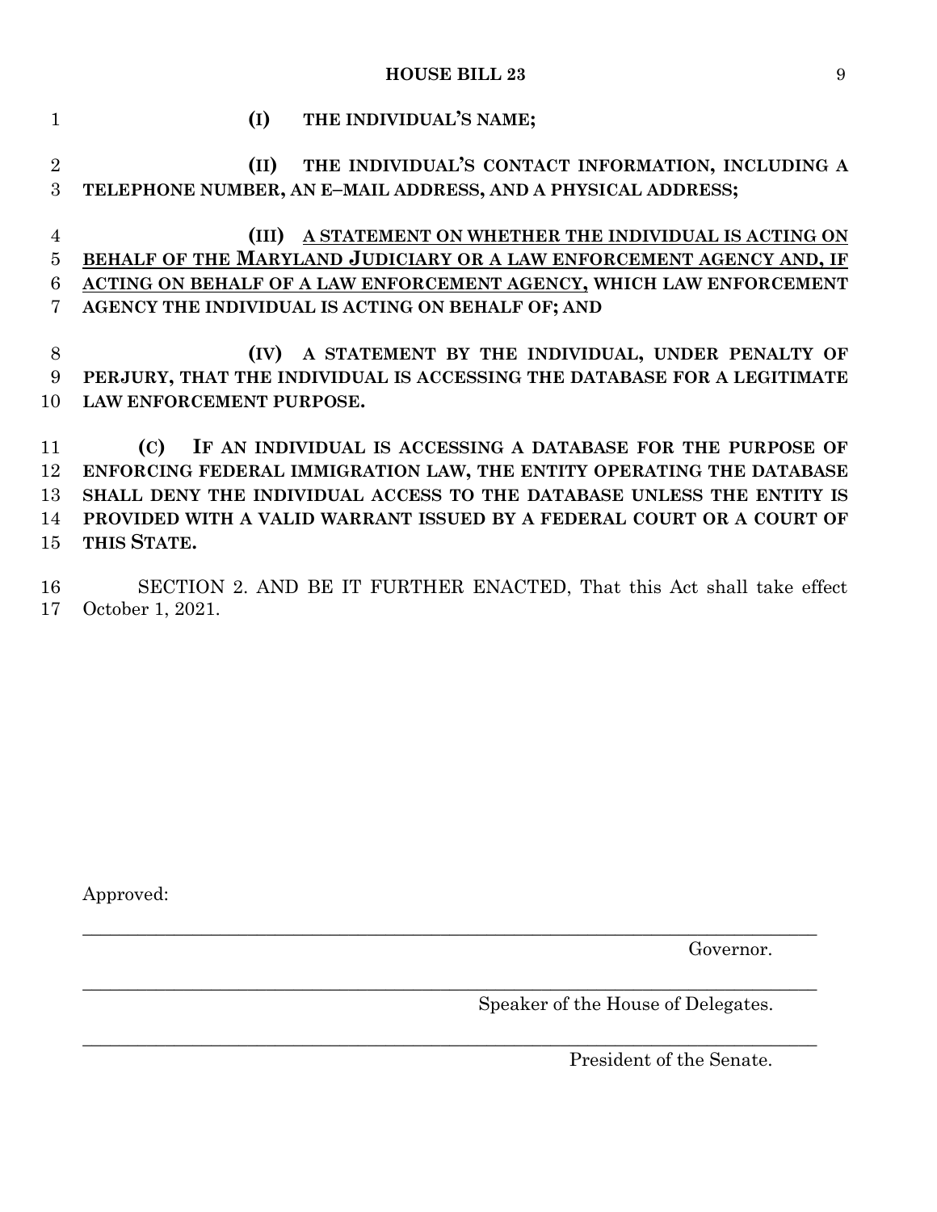**(I) THE INDIVIDUAL'S NAME;**

**(II) THE INDIVIDUAL'S CONTACT INFORMATION, INCLUDING A TELEPHONE NUMBER, AN E–MAIL ADDRESS, AND A PHYSICAL ADDRESS;**

**(III) <u>A STATEMENT ON WHETHER THE INDIVIDUAL IS ACTING ON BEHALF OF THE MARYLAND JUDICIARY OR A LAW ENFORCEMENT AGENCY AND, IF ACTING ON BEHALF OF A LAW ENFORCEMENT AGENCY,</u> WHICH LAW ENFORCEMENT AGENCY THE INDIVIDUAL IS ACTING ON BEHALF OF; AND**

**(IV) A STATEMENT BY THE INDIVIDUAL, UNDER PENALTY OF PERJURY, THAT THE INDIVIDUAL IS ACCESSING THE DATABASE FOR A LEGITIMATE LAW ENFORCEMENT PURPOSE.**

**(C) IF AN INDIVIDUAL IS ACCESSING A DATABASE FOR THE PURPOSE OF ENFORCING FEDERAL IMMIGRATION LAW, THE ENTITY OPERATING THE DATABASE SHALL DENY THE INDIVIDUAL ACCESS TO THE DATABASE UNLESS THE ENTITY IS PROVIDED WITH A VALID WARRANT ISSUED BY A FEDERAL COURT OR A COURT OF THIS STATE.**

SECTION 2. AND BE IT FURTHER ENACTED, That this Act shall take effect October 1, 2021.

Approved:

\_\_\_\_\_\_\_\_\_\_\_\_\_\_\_\_\_\_\_\_\_\_\_\_\_\_\_\_\_\_\_\_\_\_\_\_\_\_\_\_\_\_\_\_\_\_\_\_\_\_\_\_\_\_\_\_\_\_\_\_\_\_\_\_\_\_\_\_

Governor.

\_\_\_\_\_\_\_\_\_\_\_\_\_\_\_\_\_\_\_\_\_\_\_\_\_\_\_\_\_\_\_\_\_\_\_\_\_\_\_\_\_\_\_\_\_\_\_\_\_\_\_\_\_\_\_\_\_\_\_\_\_\_\_\_\_\_\_\_

Speaker of the House of Delegates.

\_\_\_\_\_\_\_\_\_\_\_\_\_\_\_\_\_\_\_\_\_\_\_\_\_\_\_\_\_\_\_\_\_\_\_\_\_\_\_\_\_\_\_\_\_\_\_\_\_\_\_\_\_\_\_\_\_\_\_\_\_\_\_\_\_\_\_\_

President of the Senate.